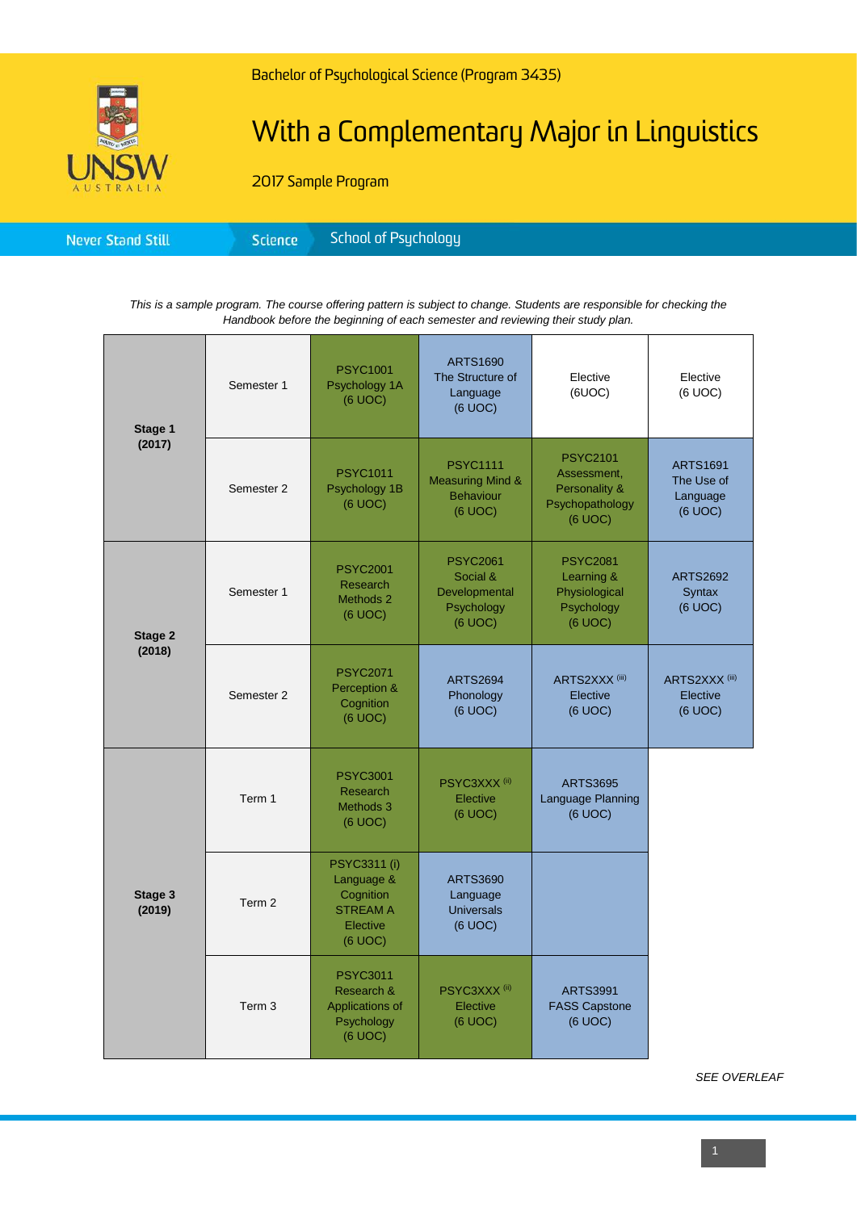Bachelor of Psychological Science (Program 3435)

# With a Complementary Major in Linguistics

2017 Sample Program

Never Stand Still | Science | School of Psychology

*This is a sample program. The course offering pattern is subject to change. Students are responsible for checking the Handbook before the beginning of each semester and reviewing their study plan.*

| | | | | | |
|---|---|---|---|---|---|
| **Stage 1 (2017)** | Semester 1 | PSYC1001 Psychology 1A (6 UOC) | ARTS1690 The Structure of Language (6 UOC) | Elective (6UOC) | Elective (6 UOC) |
| | Semester 2 | PSYC1011 Psychology 1B (6 UOC) | PSYC1111 Measuring Mind & Behaviour (6 UOC) | PSYC2101 Assessment, Personality & Psychopathology (6 UOC) | ARTS1691 The Use of Language (6 UOC) |
| **Stage 2 (2018)** | Semester 1 | PSYC2001 Research Methods 2 (6 UOC) | PSYC2061 Social & Developmental Psychology (6 UOC) | PSYC2081 Learning & Physiological Psychology (6 UOC) | ARTS2692 Syntax (6 UOC) |
| | Semester 2 | PSYC2071 Perception & Cognition (6 UOC) | ARTS2694 Phonology (6 UOC) | ARTS2XXX [iii] Elective (6 UOC) | ARTS2XXX [iii] Elective (6 UOC) |
| **Stage 3 (2019)** | Term 1 | PSYC3001 Research Methods 3 (6 UOC) | PSYC3XXX [ii] Elective (6 UOC) | ARTS3695 Language Planning (6 UOC) | |
| | Term 2 | PSYC3311 (i) Language & Cognition STREAM A Elective (6 UOC) | ARTS3690 Language Universals (6 UOC) | | |
| | Term 3 | PSYC3011 Research & Applications of Psychology (6 UOC) | PSYC3XXX [ii] Elective (6 UOC) | ARTS3991 FASS Capstone (6 UOC) | |

*SEE OVERLEAF*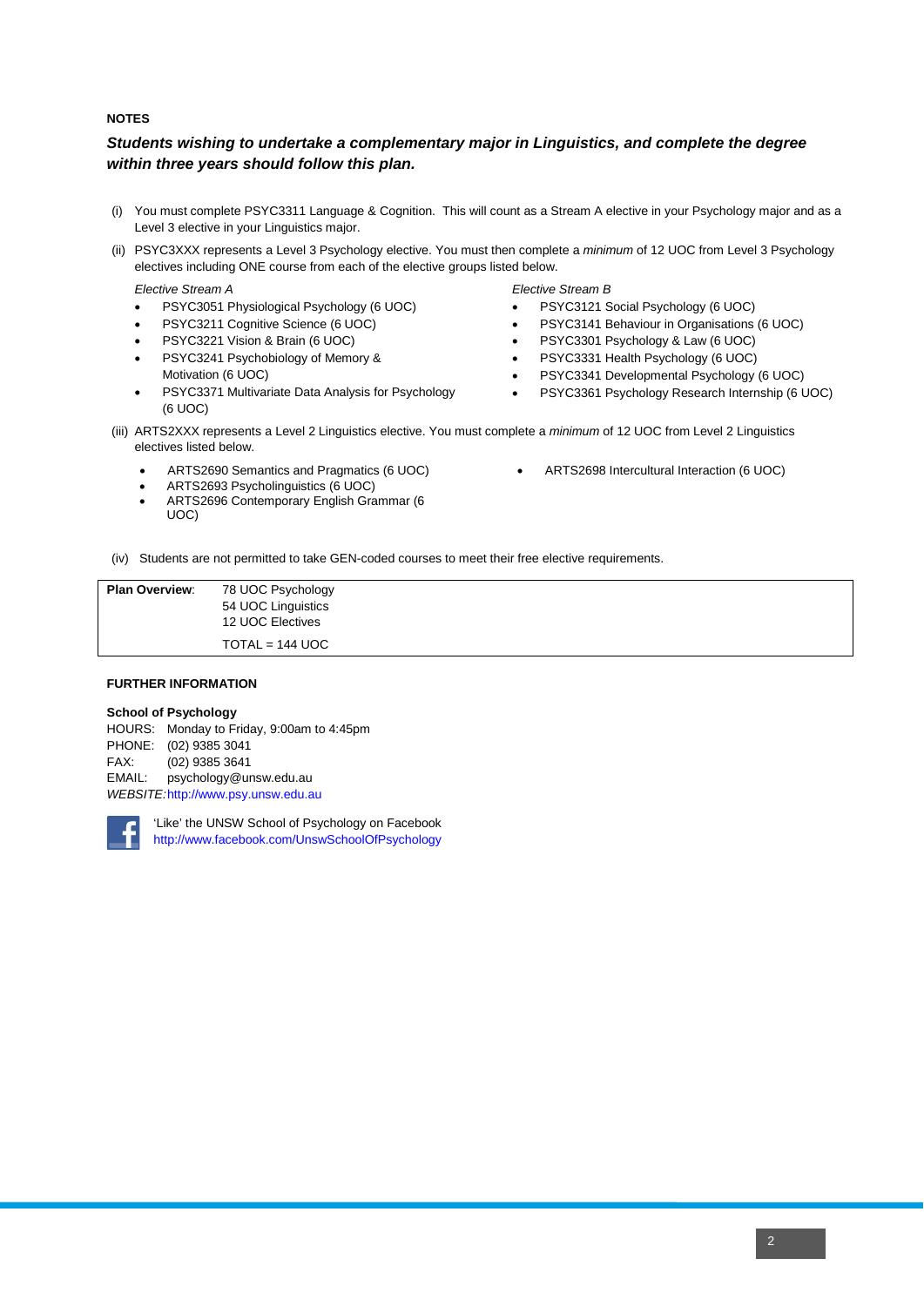## NOTES

***Students wishing to undertake a complementary major in Linguistics, and complete the degree within three years should follow this plan.***

(i) You must complete PSYC3311 Language & Cognition. This will count as a Stream A elective in your Psychology major and as a Level 3 elective in your Linguistics major.

(ii) PSYC3XXX represents a Level 3 Psychology elective. You must then complete a *minimum* of 12 UOC from Level 3 Psychology electives including ONE course from each of the elective groups listed below.

*Elective Stream A*

- PSYC3051 Physiological Psychology (6 UOC)
- PSYC3211 Cognitive Science (6 UOC)
- PSYC3221 Vision & Brain (6 UOC)
- PSYC3241 Psychobiology of Memory & Motivation (6 UOC)
- PSYC3371 Multivariate Data Analysis for Psychology (6 UOC)

*Elective Stream B*

- PSYC3121 Social Psychology (6 UOC)
- PSYC3141 Behaviour in Organisations (6 UOC)
- PSYC3301 Psychology & Law (6 UOC)
- PSYC3331 Health Psychology (6 UOC)
- PSYC3341 Developmental Psychology (6 UOC)
- PSYC3361 Psychology Research Internship (6 UOC)

(iii) ARTS2XXX represents a Level 2 Linguistics elective. You must complete a *minimum* of 12 UOC from Level 2 Linguistics electives listed below.

- ARTS2690 Semantics and Pragmatics (6 UOC)
- ARTS2693 Psycholinguistics (6 UOC)
- ARTS2696 Contemporary English Grammar (6 UOC)
- ARTS2698 Intercultural Interaction (6 UOC)

(iv) Students are not permitted to take GEN-coded courses to meet their free elective requirements.

| | |
|---|---|
| **Plan Overview**: | 78 UOC Psychology<br>54 UOC Linguistics<br>12 UOC Electives |
| | TOTAL = 144 UOC |

## FURTHER INFORMATION

**School of Psychology**
HOURS: Monday to Friday, 9:00am to 4:45pm
PHONE: (02) 9385 3041
FAX: (02) 9385 3641
EMAIL: psychology@unsw.edu.au
*WEBSITE:* http://www.psy.unsw.edu.au

'Like' the UNSW School of Psychology on Facebook
http://www.facebook.com/UnswSchoolOfPsychology